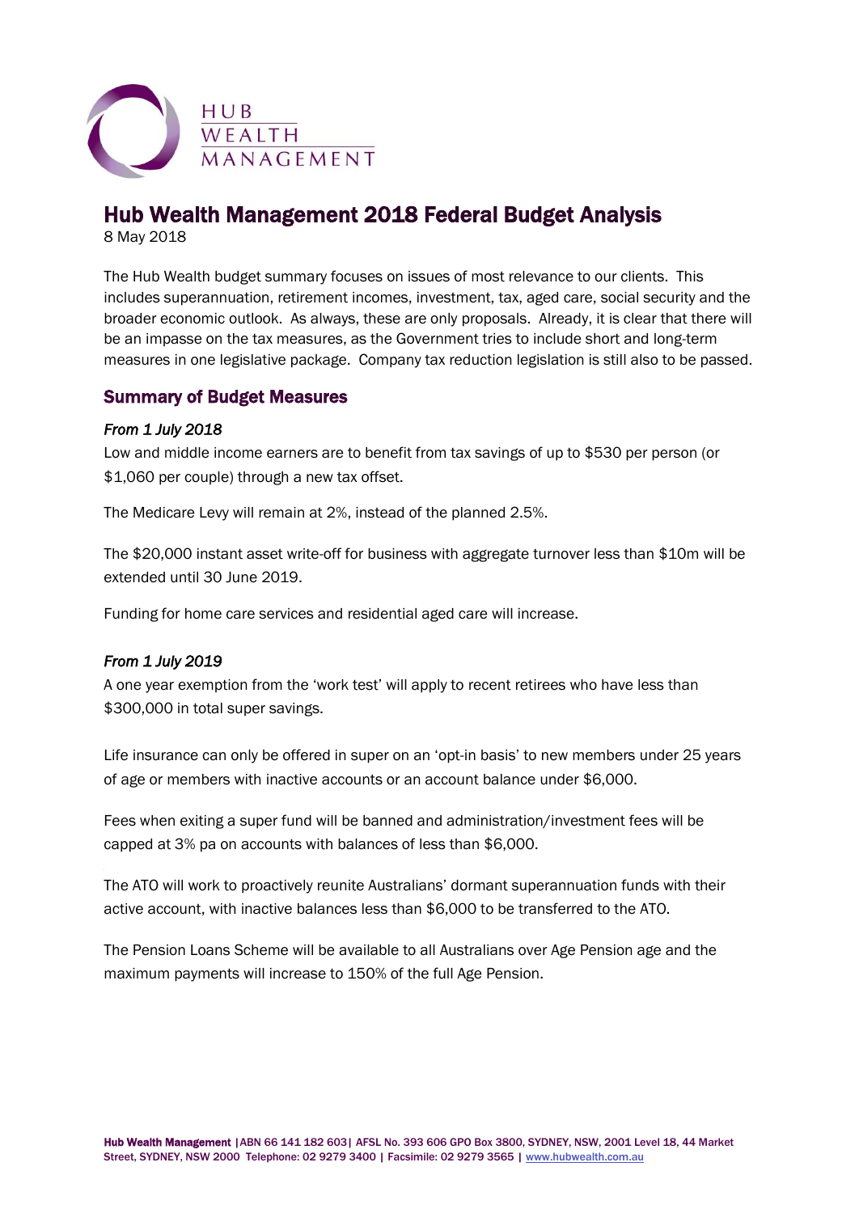# Hub Wealth Management 2018 Federal Budget Analysis

8 May 2018

The Hub Wealth budget summary focuses on issues of most relevance to our clients. This includes superannuation, retirement incomes, investment, tax, aged care, social security and the broader economic outlook. As always, these are only proposals. Already, it is clear that there will be an impasse on the tax measures, as the Government tries to include short and long-term measures in one legislative package. Company tax reduction legislation is still also to be passed.

## Summary of Budget Measures

### *From 1 July 2018*

Low and middle income earners are to benefit from tax savings of up to $530 per person (or $1,060 per couple) through a new tax offset.

The Medicare Levy will remain at 2%, instead of the planned 2.5%.

The $20,000 instant asset write-off for business with aggregate turnover less than $10m will be extended until 30 June 2019.

Funding for home care services and residential aged care will increase.

### *From 1 July 2019*

A one year exemption from the 'work test' will apply to recent retirees who have less than $300,000 in total super savings.

Life insurance can only be offered in super on an 'opt-in basis' to new members under 25 years of age or members with inactive accounts or an account balance under $6,000.

Fees when exiting a super fund will be banned and administration/investment fees will be capped at 3% pa on accounts with balances of less than $6,000.

The ATO will work to proactively reunite Australians' dormant superannuation funds with their active account, with inactive balances less than $6,000 to be transferred to the ATO.

The Pension Loans Scheme will be available to all Australians over Age Pension age and the maximum payments will increase to 150% of the full Age Pension.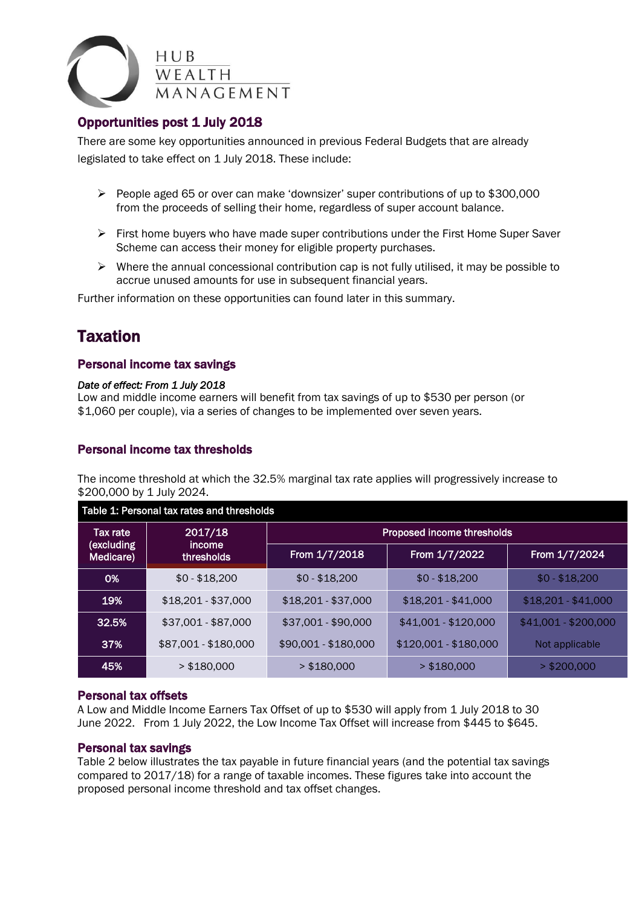## Opportunities post 1 July 2018

There are some key opportunities announced in previous Federal Budgets that are already legislated to take effect on 1 July 2018. These include:

- People aged 65 or over can make 'downsizer' super contributions of up to $300,000 from the proceeds of selling their home, regardless of super account balance.
- First home buyers who have made super contributions under the First Home Super Saver Scheme can access their money for eligible property purchases.
- Where the annual concessional contribution cap is not fully utilised, it may be possible to accrue unused amounts for use in subsequent financial years.

Further information on these opportunities can found later in this summary.

# Taxation

### Personal income tax savings

*Date of effect: From 1 July 2018*
Low and middle income earners will benefit from tax savings of up to $530 per person (or $1,060 per couple), via a series of changes to be implemented over seven years.

### Personal income tax thresholds

The income threshold at which the 32.5% marginal tax rate applies will progressively increase to $200,000 by 1 July 2024.

**Table 1: Personal tax rates and thresholds**

| Tax rate (excluding Medicare) | 2017/18 income thresholds | Proposed income thresholds | | |
|---|---|---|---|---|
| | | From 1/7/2018 | From 1/7/2022 | From 1/7/2024 |
| 0% | $0 - $18,200 | $0 - $18,200 | $0 - $18,200 | $0 - $18,200 |
| 19% | $18,201 - $37,000 | $18,201 - $37,000 | $18,201 - $41,000 | $18,201 - $41,000 |
| 32.5% | $37,001 - $87,000 | $37,001 - $90,000 | $41,001 - $120,000 | $41,001 - $200,000 |
| 37% | $87,001 - $180,000 | $90,001 - $180,000 | $120,001 - $180,000 | Not applicable |
| 45% | > $180,000 | > $180,000 | > $180,000 | > $200,000 |

### Personal tax offsets

A Low and Middle Income Earners Tax Offset of up to $530 will apply from 1 July 2018 to 30 June 2022. From 1 July 2022, the Low Income Tax Offset will increase from $445 to $645.

### Personal tax savings

Table 2 below illustrates the tax payable in future financial years (and the potential tax savings compared to 2017/18) for a range of taxable incomes. These figures take into account the proposed personal income threshold and tax offset changes.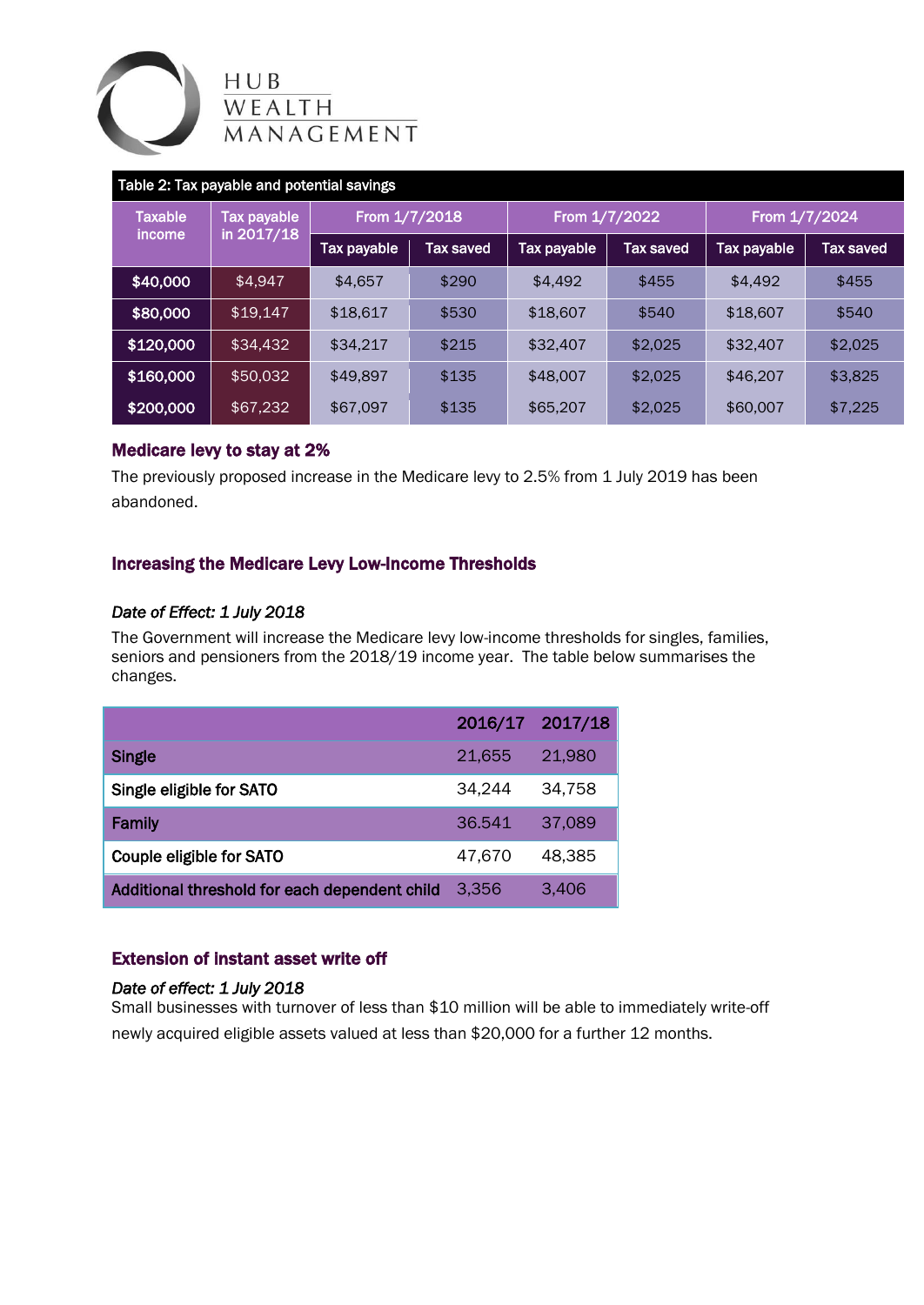Table 2: Tax payable and potential savings

| Taxable income | Tax payable in 2017/18 | From 1/7/2018 | | From 1/7/2022 | | From 1/7/2024 | |
|---|---|---|---|---|---|---|---|
| | | Tax payable | Tax saved | Tax payable | Tax saved | Tax payable | Tax saved |
| $40,000 | $4,947 | $4,657 | $290 | $4,492 | $455 | $4,492 | $455 |
| $80,000 | $19,147 | $18,617 | $530 | $18,607 | $540 | $18,607 | $540 |
| $120,000 | $34,432 | $34,217 | $215 | $32,407 | $2,025 | $32,407 | $2,025 |
| $160,000 | $50,032 | $49,897 | $135 | $48,007 | $2,025 | $46,207 | $3,825 |
| $200,000 | $67,232 | $67,097 | $135 | $65,207 | $2,025 | $60,007 | $7,225 |

### Medicare levy to stay at 2%

The previously proposed increase in the Medicare levy to 2.5% from 1 July 2019 has been abandoned.

### Increasing the Medicare Levy Low-Income Thresholds

*Date of Effect: 1 July 2018*

The Government will increase the Medicare levy low-income thresholds for singles, families, seniors and pensioners from the 2018/19 income year. The table below summarises the changes.

| | 2016/17 | 2017/18 |
|---|---|---|
| Single | 21,655 | 21,980 |
| Single eligible for SATO | 34,244 | 34,758 |
| Family | 36.541 | 37,089 |
| Couple eligible for SATO | 47,670 | 48,385 |
| Additional threshold for each dependent child | 3,356 | 3,406 |

### Extension of instant asset write off

*Date of effect: 1 July 2018*

Small businesses with turnover of less than $10 million will be able to immediately write-off newly acquired eligible assets valued at less than $20,000 for a further 12 months.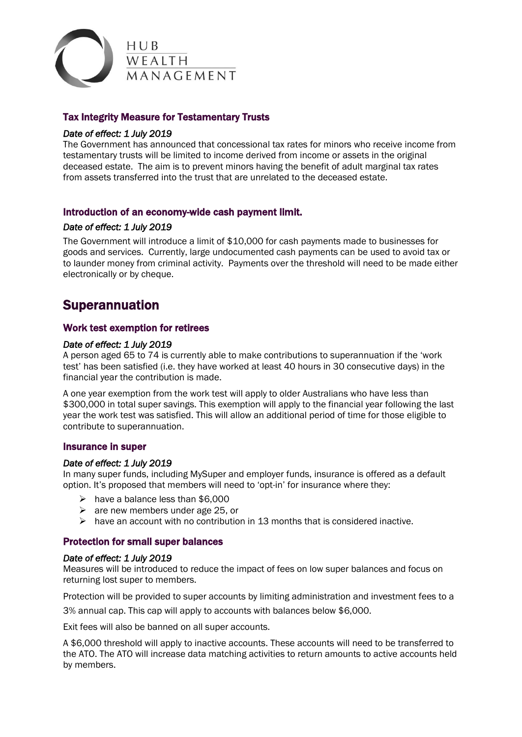### Tax Integrity Measure for Testamentary Trusts

*Date of effect: 1 July 2019*

The Government has announced that concessional tax rates for minors who receive income from testamentary trusts will be limited to income derived from income or assets in the original deceased estate. The aim is to prevent minors having the benefit of adult marginal tax rates from assets transferred into the trust that are unrelated to the deceased estate.

### Introduction of an economy-wide cash payment limit.

*Date of effect: 1 July 2019*

The Government will introduce a limit of $10,000 for cash payments made to businesses for goods and services. Currently, large undocumented cash payments can be used to avoid tax or to launder money from criminal activity. Payments over the threshold will need to be made either electronically or by cheque.

## Superannuation

### Work test exemption for retirees

*Date of effect: 1 July 2019*

A person aged 65 to 74 is currently able to make contributions to superannuation if the 'work test' has been satisfied (i.e. they have worked at least 40 hours in 30 consecutive days) in the financial year the contribution is made.

A one year exemption from the work test will apply to older Australians who have less than $300,000 in total super savings. This exemption will apply to the financial year following the last year the work test was satisfied. This will allow an additional period of time for those eligible to contribute to superannuation.

### Insurance in super

*Date of effect: 1 July 2019*

In many super funds, including MySuper and employer funds, insurance is offered as a default option. It's proposed that members will need to 'opt-in' for insurance where they:

- have a balance less than $6,000
- are new members under age 25, or
- have an account with no contribution in 13 months that is considered inactive.

### Protection for small super balances

*Date of effect: 1 July 2019*

Measures will be introduced to reduce the impact of fees on low super balances and focus on returning lost super to members.

Protection will be provided to super accounts by limiting administration and investment fees to a 3% annual cap. This cap will apply to accounts with balances below $6,000.

Exit fees will also be banned on all super accounts.

A $6,000 threshold will apply to inactive accounts. These accounts will need to be transferred to the ATO. The ATO will increase data matching activities to return amounts to active accounts held by members.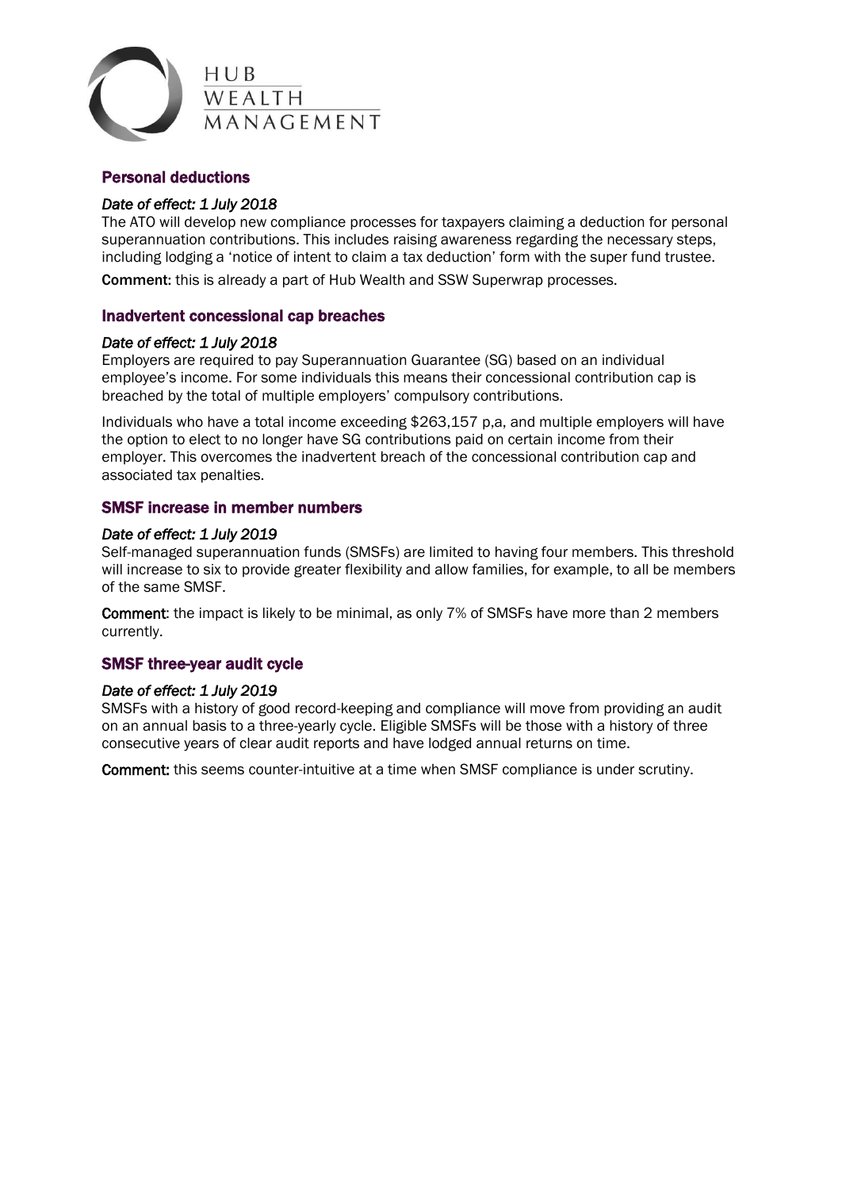## Personal deductions

*Date of effect: 1 July 2018*

The ATO will develop new compliance processes for taxpayers claiming a deduction for personal superannuation contributions. This includes raising awareness regarding the necessary steps, including lodging a 'notice of intent to claim a tax deduction' form with the super fund trustee.

**Comment**: this is already a part of Hub Wealth and SSW Superwrap processes.

## Inadvertent concessional cap breaches

*Date of effect: 1 July 2018*

Employers are required to pay Superannuation Guarantee (SG) based on an individual employee's income. For some individuals this means their concessional contribution cap is breached by the total of multiple employers' compulsory contributions.

Individuals who have a total income exceeding $263,157 p,a, and multiple employers will have the option to elect to no longer have SG contributions paid on certain income from their employer. This overcomes the inadvertent breach of the concessional contribution cap and associated tax penalties.

## SMSF increase in member numbers

*Date of effect: 1 July 2019*

Self-managed superannuation funds (SMSFs) are limited to having four members. This threshold will increase to six to provide greater flexibility and allow families, for example, to all be members of the same SMSF.

**Comment**: the impact is likely to be minimal, as only 7% of SMSFs have more than 2 members currently.

## SMSF three-year audit cycle

*Date of effect: 1 July 2019*

SMSFs with a history of good record-keeping and compliance will move from providing an audit on an annual basis to a three-yearly cycle. Eligible SMSFs will be those with a history of three consecutive years of clear audit reports and have lodged annual returns on time.

**Comment:** this seems counter-intuitive at a time when SMSF compliance is under scrutiny.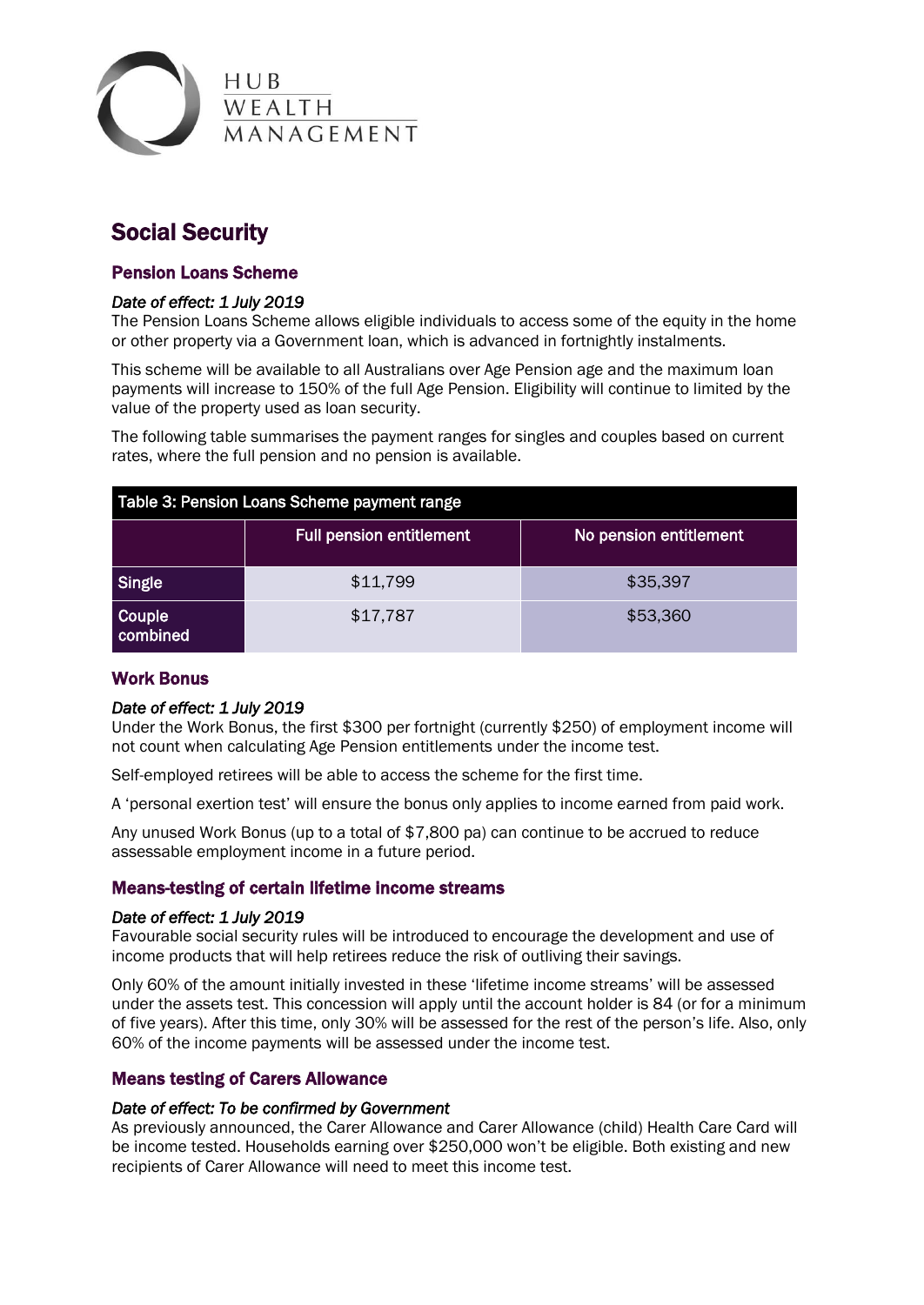# Social Security

## Pension Loans Scheme

*Date of effect: 1 July 2019*

The Pension Loans Scheme allows eligible individuals to access some of the equity in the home or other property via a Government loan, which is advanced in fortnightly instalments.

This scheme will be available to all Australians over Age Pension age and the maximum loan payments will increase to 150% of the full Age Pension. Eligibility will continue to limited by the value of the property used as loan security.

The following table summarises the payment ranges for singles and couples based on current rates, where the full pension and no pension is available.

**Table 3: Pension Loans Scheme payment range**

| | Full pension entitlement | No pension entitlement |
|---|---|---|
| Single | $11,799 | $35,397 |
| Couple combined | $17,787 | $53,360 |

## Work Bonus

*Date of effect: 1 July 2019*

Under the Work Bonus, the first $300 per fortnight (currently $250) of employment income will not count when calculating Age Pension entitlements under the income test.

Self-employed retirees will be able to access the scheme for the first time.

A 'personal exertion test' will ensure the bonus only applies to income earned from paid work.

Any unused Work Bonus (up to a total of $7,800 pa) can continue to be accrued to reduce assessable employment income in a future period.

## Means-testing of certain lifetime income streams

*Date of effect: 1 July 2019*

Favourable social security rules will be introduced to encourage the development and use of income products that will help retirees reduce the risk of outliving their savings.

Only 60% of the amount initially invested in these 'lifetime income streams' will be assessed under the assets test. This concession will apply until the account holder is 84 (or for a minimum of five years). After this time, only 30% will be assessed for the rest of the person's life. Also, only 60% of the income payments will be assessed under the income test.

## Means testing of Carers Allowance

*Date of effect: To be confirmed by Government*

As previously announced, the Carer Allowance and Carer Allowance (child) Health Care Card will be income tested. Households earning over $250,000 won't be eligible. Both existing and new recipients of Carer Allowance will need to meet this income test.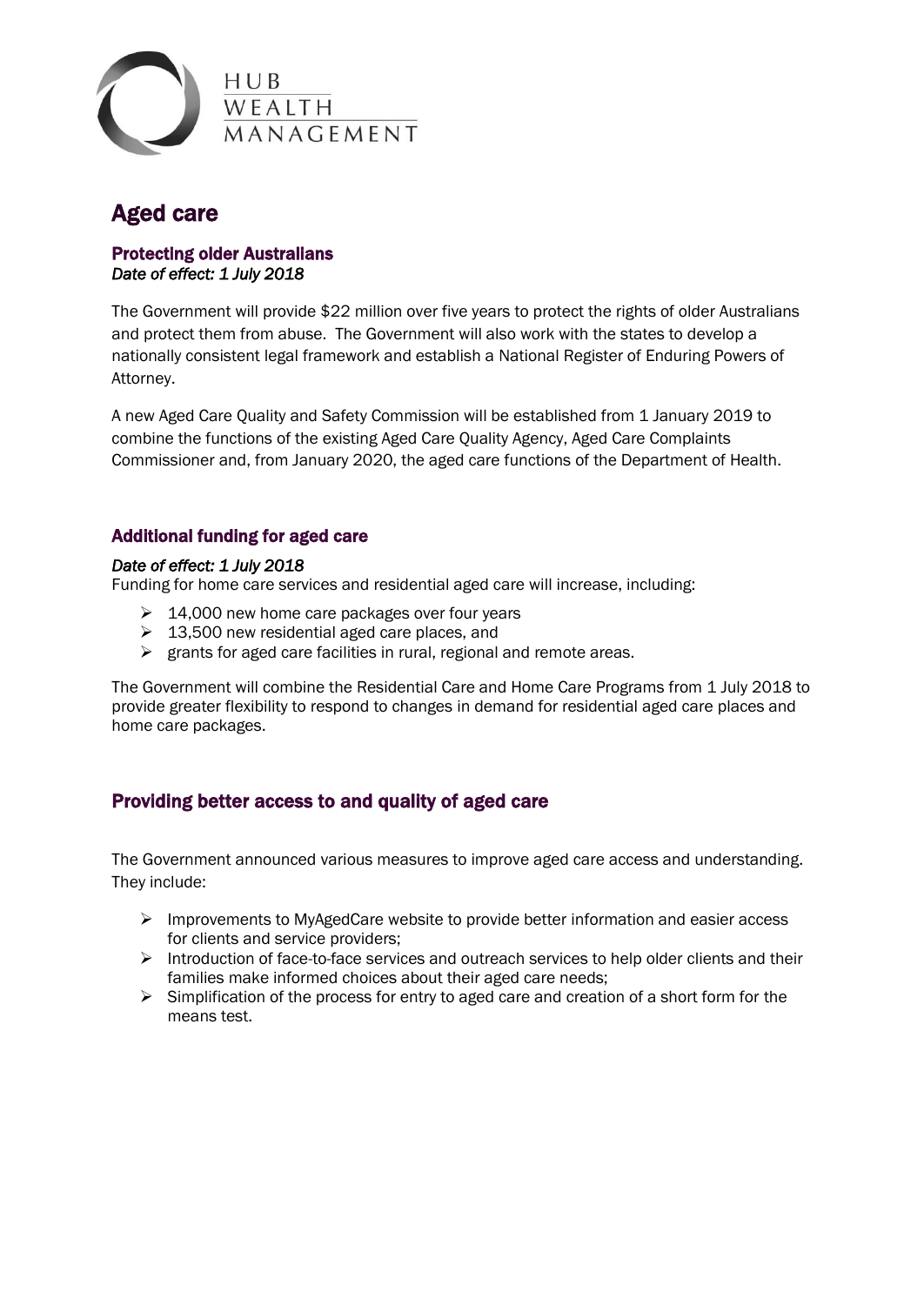# Aged care

### Protecting older Australians

*Date of effect: 1 July 2018*

The Government will provide $22 million over five years to protect the rights of older Australians and protect them from abuse. The Government will also work with the states to develop a nationally consistent legal framework and establish a National Register of Enduring Powers of Attorney.

A new Aged Care Quality and Safety Commission will be established from 1 January 2019 to combine the functions of the existing Aged Care Quality Agency, Aged Care Complaints Commissioner and, from January 2020, the aged care functions of the Department of Health.

### Additional funding for aged care

*Date of effect: 1 July 2018*

Funding for home care services and residential aged care will increase, including:

- 14,000 new home care packages over four years
- 13,500 new residential aged care places, and
- grants for aged care facilities in rural, regional and remote areas.

The Government will combine the Residential Care and Home Care Programs from 1 July 2018 to provide greater flexibility to respond to changes in demand for residential aged care places and home care packages.

## Providing better access to and quality of aged care

The Government announced various measures to improve aged care access and understanding. They include:

- Improvements to MyAgedCare website to provide better information and easier access for clients and service providers;
- Introduction of face-to-face services and outreach services to help older clients and their families make informed choices about their aged care needs;
- Simplification of the process for entry to aged care and creation of a short form for the means test.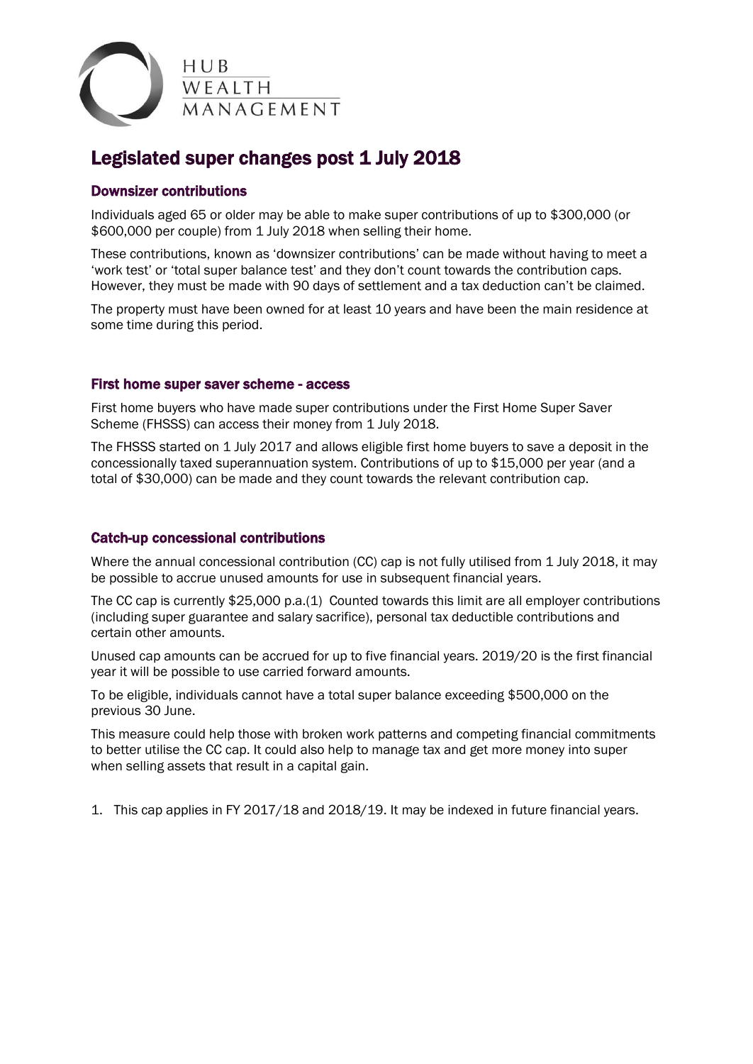HUB WEALTH MANAGEMENT

# Legislated super changes post 1 July 2018

## Downsizer contributions

Individuals aged 65 or older may be able to make super contributions of up to $300,000 (or $600,000 per couple) from 1 July 2018 when selling their home.

These contributions, known as 'downsizer contributions' can be made without having to meet a 'work test' or 'total super balance test' and they don't count towards the contribution caps. However, they must be made with 90 days of settlement and a tax deduction can't be claimed.

The property must have been owned for at least 10 years and have been the main residence at some time during this period.

## First home super saver scheme - access

First home buyers who have made super contributions under the First Home Super Saver Scheme (FHSSS) can access their money from 1 July 2018.

The FHSSS started on 1 July 2017 and allows eligible first home buyers to save a deposit in the concessionally taxed superannuation system. Contributions of up to $15,000 per year (and a total of $30,000) can be made and they count towards the relevant contribution cap.

## Catch-up concessional contributions

Where the annual concessional contribution (CC) cap is not fully utilised from 1 July 2018, it may be possible to accrue unused amounts for use in subsequent financial years.

The CC cap is currently $25,000 p.a.(1) Counted towards this limit are all employer contributions (including super guarantee and salary sacrifice), personal tax deductible contributions and certain other amounts.

Unused cap amounts can be accrued for up to five financial years. 2019/20 is the first financial year it will be possible to use carried forward amounts.

To be eligible, individuals cannot have a total super balance exceeding $500,000 on the previous 30 June.

This measure could help those with broken work patterns and competing financial commitments to better utilise the CC cap. It could also help to manage tax and get more money into super when selling assets that result in a capital gain.

1. This cap applies in FY 2017/18 and 2018/19. It may be indexed in future financial years.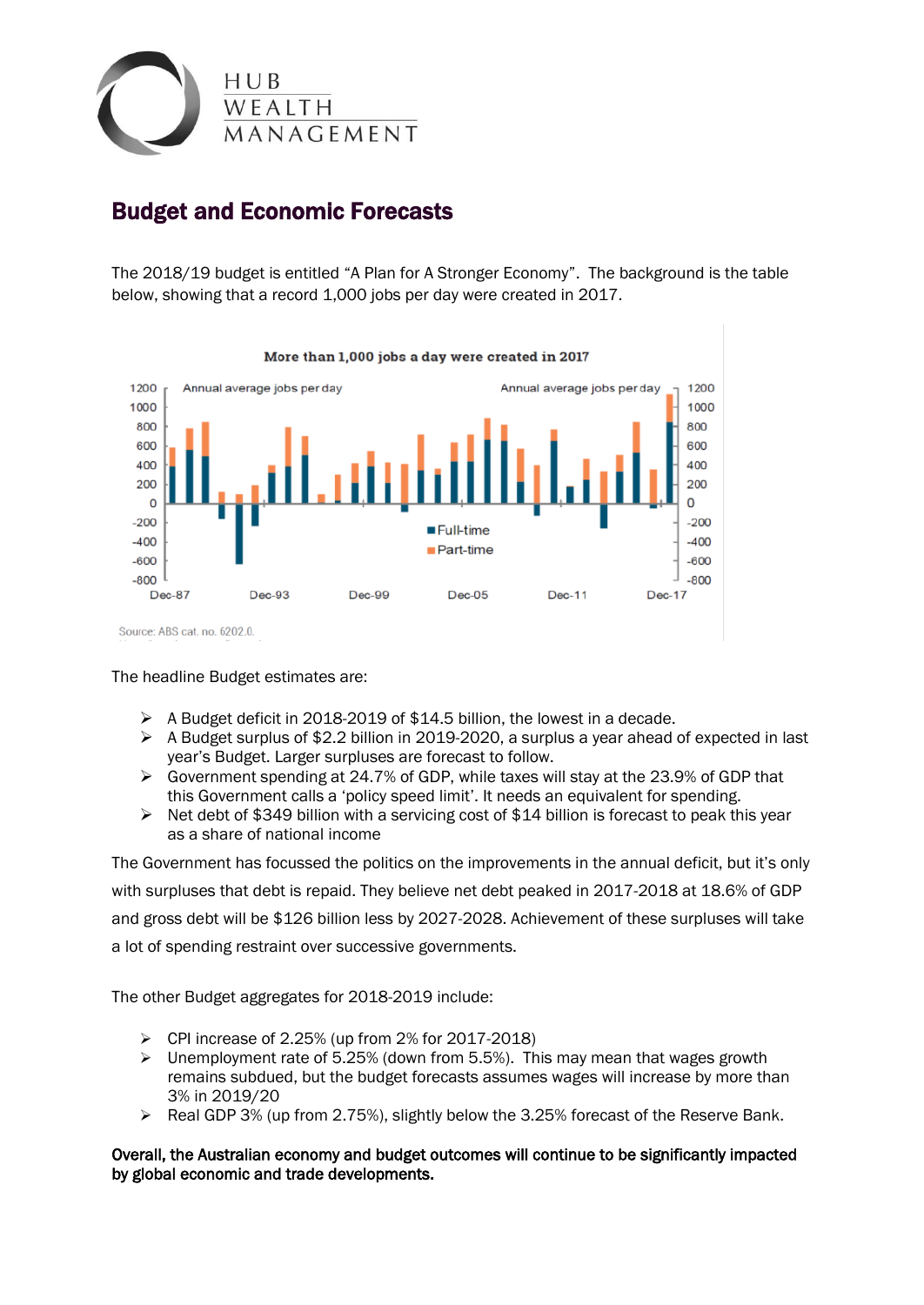HUB
WEALTH
MANAGEMENT

## Budget and Economic Forecasts

The 2018/19 budget is entitled "A Plan for A Stronger Economy". The background is the table below, showing that a record 1,000 jobs per day were created in 2017.

More than 1,000 jobs a day were created in 2017

Annual average jobs per day

Annual average jobs per day

1200
1000
800
600
400
200
0
-200
-400
-600
-800

Full-time
Part-time

Dec-87
Dec-93
Dec-99
Dec-05
Dec-11
Dec-17

Source: ABS cat. no. 6202.0.

The headline Budget estimates are:

- A Budget deficit in 2018-2019 of $14.5 billion, the lowest in a decade.
- A Budget surplus of $2.2 billion in 2019-2020, a surplus a year ahead of expected in last year's Budget. Larger surpluses are forecast to follow.
- Government spending at 24.7% of GDP, while taxes will stay at the 23.9% of GDP that this Government calls a 'policy speed limit'. It needs an equivalent for spending.
- Net debt of $349 billion with a servicing cost of $14 billion is forecast to peak this year as a share of national income

The Government has focussed the politics on the improvements in the annual deficit, but it's only with surpluses that debt is repaid. They believe net debt peaked in 2017-2018 at 18.6% of GDP and gross debt will be $126 billion less by 2027-2028. Achievement of these surpluses will take a lot of spending restraint over successive governments.

The other Budget aggregates for 2018-2019 include:

- CPI increase of 2.25% (up from 2% for 2017-2018)
- Unemployment rate of 5.25% (down from 5.5%). This may mean that wages growth remains subdued, but the budget forecasts assumes wages will increase by more than 3% in 2019/20
- Real GDP 3% (up from 2.75%), slightly below the 3.25% forecast of the Reserve Bank.

**Overall, the Australian economy and budget outcomes will continue to be significantly impacted by global economic and trade developments.**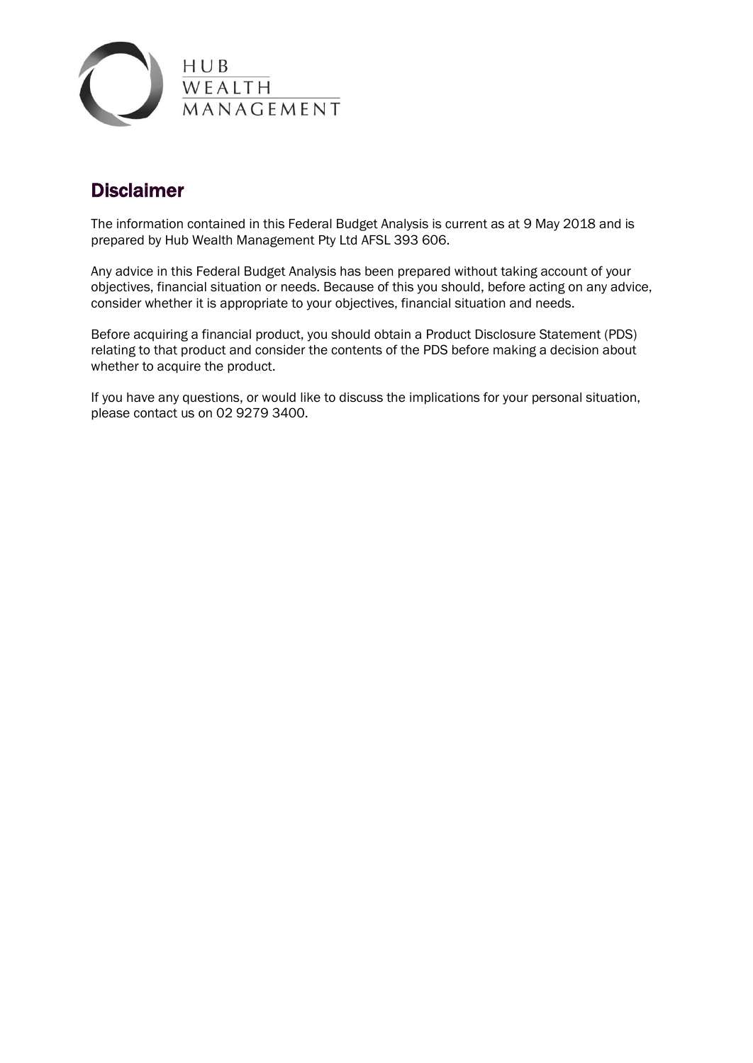HUB WEALTH MANAGEMENT

## Disclaimer

The information contained in this Federal Budget Analysis is current as at 9 May 2018 and is prepared by Hub Wealth Management Pty Ltd AFSL 393 606.

Any advice in this Federal Budget Analysis has been prepared without taking account of your objectives, financial situation or needs. Because of this you should, before acting on any advice, consider whether it is appropriate to your objectives, financial situation and needs.

Before acquiring a financial product, you should obtain a Product Disclosure Statement (PDS) relating to that product and consider the contents of the PDS before making a decision about whether to acquire the product.

If you have any questions, or would like to discuss the implications for your personal situation, please contact us on 02 9279 3400.